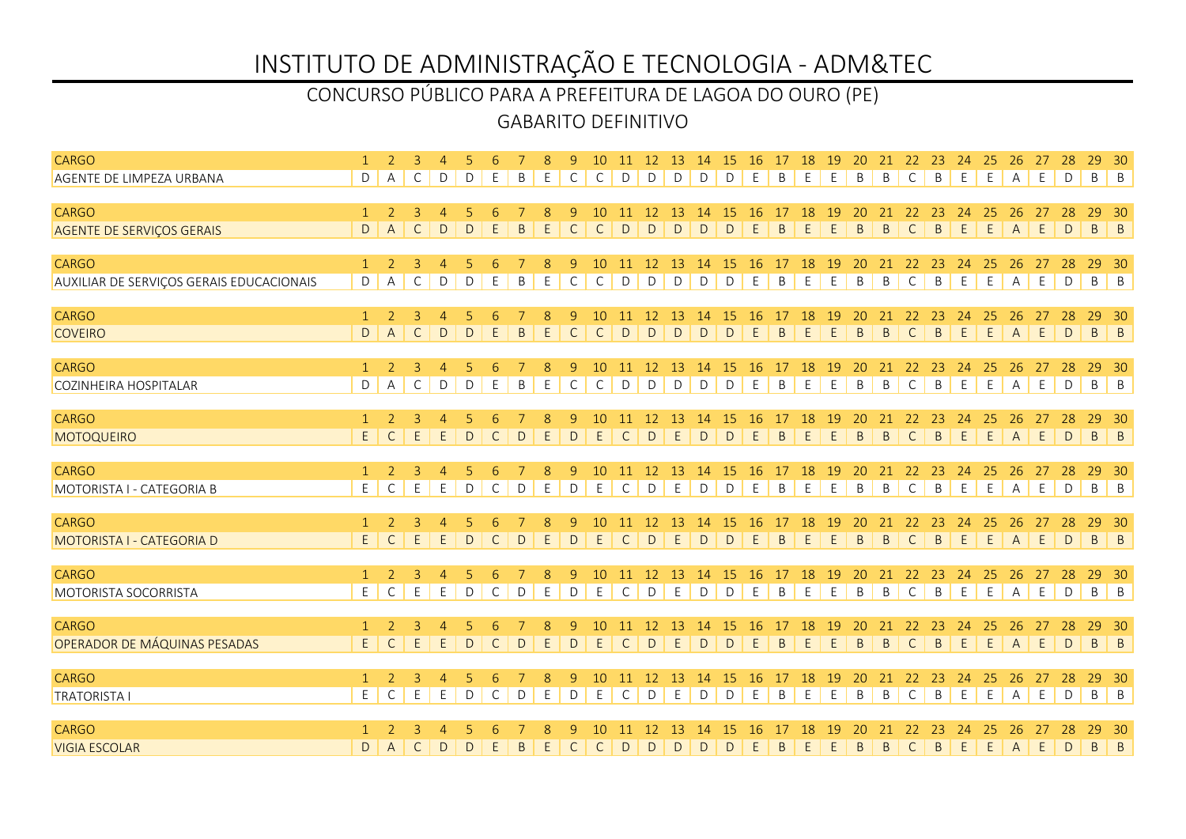# INSTITUTO DE ADMINISTRAÇÃO E TECNOLOGIA - ADM&TEC

## CONCURSO PÚBLICO PARA A PREFEITURA DE LAGOA DO OURO (PE)

## GABARITO DEFINITIVO

| CARGO | 1 | 2 | 3 | 4 | 5 | 6 | 7 | 8 | 9 | 10 | 11 | 12 | 13 | 14 | 15 | 16 | 17 | 18 | 19 | 20 | 21 | 22 | 23 | 24 | 25 | 26 | 27 | 28 | 29 | 30 |
|---|---|---|---|---|---|---|---|---|---|---|---|---|---|---|---|---|---|---|---|---|---|---|---|---|---|---|---|---|---|---|
| AGENTE DE LIMPEZA URBANA | D | A | C | D | D | E | B | E | C | C | D | D | D | D | D | E | B | E | E | B | B | C | B | E | E | A | E | D | B | B |

| CARGO | 1 | 2 | 3 | 4 | 5 | 6 | 7 | 8 | 9 | 10 | 11 | 12 | 13 | 14 | 15 | 16 | 17 | 18 | 19 | 20 | 21 | 22 | 23 | 24 | 25 | 26 | 27 | 28 | 29 | 30 |
|---|---|---|---|---|---|---|---|---|---|---|---|---|---|---|---|---|---|---|---|---|---|---|---|---|---|---|---|---|---|---|
| AGENTE DE SERVIÇOS GERAIS | D | A | C | D | D | E | B | E | C | C | D | D | D | D | D | E | B | E | E | B | B | C | B | E | E | A | E | D | B | B |

| CARGO | 1 | 2 | 3 | 4 | 5 | 6 | 7 | 8 | 9 | 10 | 11 | 12 | 13 | 14 | 15 | 16 | 17 | 18 | 19 | 20 | 21 | 22 | 23 | 24 | 25 | 26 | 27 | 28 | 29 | 30 |
|---|---|---|---|---|---|---|---|---|---|---|---|---|---|---|---|---|---|---|---|---|---|---|---|---|---|---|---|---|---|---|
| AUXILIAR DE SERVIÇOS GERAIS EDUCACIONAIS | D | A | C | D | D | E | B | E | C | C | D | D | D | D | D | E | B | E | E | B | B | C | B | E | E | A | E | D | B | B |

| CARGO | 1 | 2 | 3 | 4 | 5 | 6 | 7 | 8 | 9 | 10 | 11 | 12 | 13 | 14 | 15 | 16 | 17 | 18 | 19 | 20 | 21 | 22 | 23 | 24 | 25 | 26 | 27 | 28 | 29 | 30 |
|---|---|---|---|---|---|---|---|---|---|---|---|---|---|---|---|---|---|---|---|---|---|---|---|---|---|---|---|---|---|---|
| COVEIRO | D | A | C | D | D | E | B | E | C | C | D | D | D | D | D | E | B | E | E | B | B | C | B | E | E | A | E | D | B | B |

| CARGO | 1 | 2 | 3 | 4 | 5 | 6 | 7 | 8 | 9 | 10 | 11 | 12 | 13 | 14 | 15 | 16 | 17 | 18 | 19 | 20 | 21 | 22 | 23 | 24 | 25 | 26 | 27 | 28 | 29 | 30 |
|---|---|---|---|---|---|---|---|---|---|---|---|---|---|---|---|---|---|---|---|---|---|---|---|---|---|---|---|---|---|---|
| COZINHEIRA HOSPITALAR | D | A | C | D | D | E | B | E | C | C | D | D | D | D | D | E | B | E | E | B | B | C | B | E | E | A | E | D | B | B |

| CARGO | 1 | 2 | 3 | 4 | 5 | 6 | 7 | 8 | 9 | 10 | 11 | 12 | 13 | 14 | 15 | 16 | 17 | 18 | 19 | 20 | 21 | 22 | 23 | 24 | 25 | 26 | 27 | 28 | 29 | 30 |
|---|---|---|---|---|---|---|---|---|---|---|---|---|---|---|---|---|---|---|---|---|---|---|---|---|---|---|---|---|---|---|
| MOTOQUEIRO | E | C | E | E | D | C | D | E | D | E | C | D | E | D | D | E | B | E | E | B | B | C | B | E | E | A | E | D | B | B |

| CARGO | 1 | 2 | 3 | 4 | 5 | 6 | 7 | 8 | 9 | 10 | 11 | 12 | 13 | 14 | 15 | 16 | 17 | 18 | 19 | 20 | 21 | 22 | 23 | 24 | 25 | 26 | 27 | 28 | 29 | 30 |
|---|---|---|---|---|---|---|---|---|---|---|---|---|---|---|---|---|---|---|---|---|---|---|---|---|---|---|---|---|---|---|
| MOTORISTA I - CATEGORIA B | E | C | E | E | D | C | D | E | D | E | C | D | E | D | D | E | B | E | E | B | B | C | B | E | E | A | E | D | B | B |

| CARGO | 1 | 2 | 3 | 4 | 5 | 6 | 7 | 8 | 9 | 10 | 11 | 12 | 13 | 14 | 15 | 16 | 17 | 18 | 19 | 20 | 21 | 22 | 23 | 24 | 25 | 26 | 27 | 28 | 29 | 30 |
|---|---|---|---|---|---|---|---|---|---|---|---|---|---|---|---|---|---|---|---|---|---|---|---|---|---|---|---|---|---|---|
| MOTORISTA I - CATEGORIA D | E | C | E | E | D | C | D | E | D | E | C | D | E | D | D | E | B | E | E | B | B | C | B | E | E | A | E | D | B | B |

| CARGO | 1 | 2 | 3 | 4 | 5 | 6 | 7 | 8 | 9 | 10 | 11 | 12 | 13 | 14 | 15 | 16 | 17 | 18 | 19 | 20 | 21 | 22 | 23 | 24 | 25 | 26 | 27 | 28 | 29 | 30 |
|---|---|---|---|---|---|---|---|---|---|---|---|---|---|---|---|---|---|---|---|---|---|---|---|---|---|---|---|---|---|---|
| MOTORISTA SOCORRISTA | E | C | E | E | D | C | D | E | D | E | C | D | E | D | D | E | B | E | E | B | B | C | B | E | E | A | E | D | B | B |

| CARGO | 1 | 2 | 3 | 4 | 5 | 6 | 7 | 8 | 9 | 10 | 11 | 12 | 13 | 14 | 15 | 16 | 17 | 18 | 19 | 20 | 21 | 22 | 23 | 24 | 25 | 26 | 27 | 28 | 29 | 30 |
|---|---|---|---|---|---|---|---|---|---|---|---|---|---|---|---|---|---|---|---|---|---|---|---|---|---|---|---|---|---|---|
| OPERADOR DE MÁQUINAS PESADAS | E | C | E | E | D | C | D | E | D | E | C | D | E | D | D | E | B | E | E | B | B | C | B | E | E | A | E | D | B | B |

| CARGO | 1 | 2 | 3 | 4 | 5 | 6 | 7 | 8 | 9 | 10 | 11 | 12 | 13 | 14 | 15 | 16 | 17 | 18 | 19 | 20 | 21 | 22 | 23 | 24 | 25 | 26 | 27 | 28 | 29 | 30 |
|---|---|---|---|---|---|---|---|---|---|---|---|---|---|---|---|---|---|---|---|---|---|---|---|---|---|---|---|---|---|---|
| TRATORISTA I | E | C | E | E | D | C | D | E | D | E | C | D | E | D | D | E | B | E | E | B | B | C | B | E | E | A | E | D | B | B |

| CARGO | 1 | 2 | 3 | 4 | 5 | 6 | 7 | 8 | 9 | 10 | 11 | 12 | 13 | 14 | 15 | 16 | 17 | 18 | 19 | 20 | 21 | 22 | 23 | 24 | 25 | 26 | 27 | 28 | 29 | 30 |
|---|---|---|---|---|---|---|---|---|---|---|---|---|---|---|---|---|---|---|---|---|---|---|---|---|---|---|---|---|---|---|
| VIGIA ESCOLAR | D | A | C | D | D | E | B | E | C | C | D | D | D | D | D | E | B | E | E | B | B | C | B | E | E | A | E | D | B | B |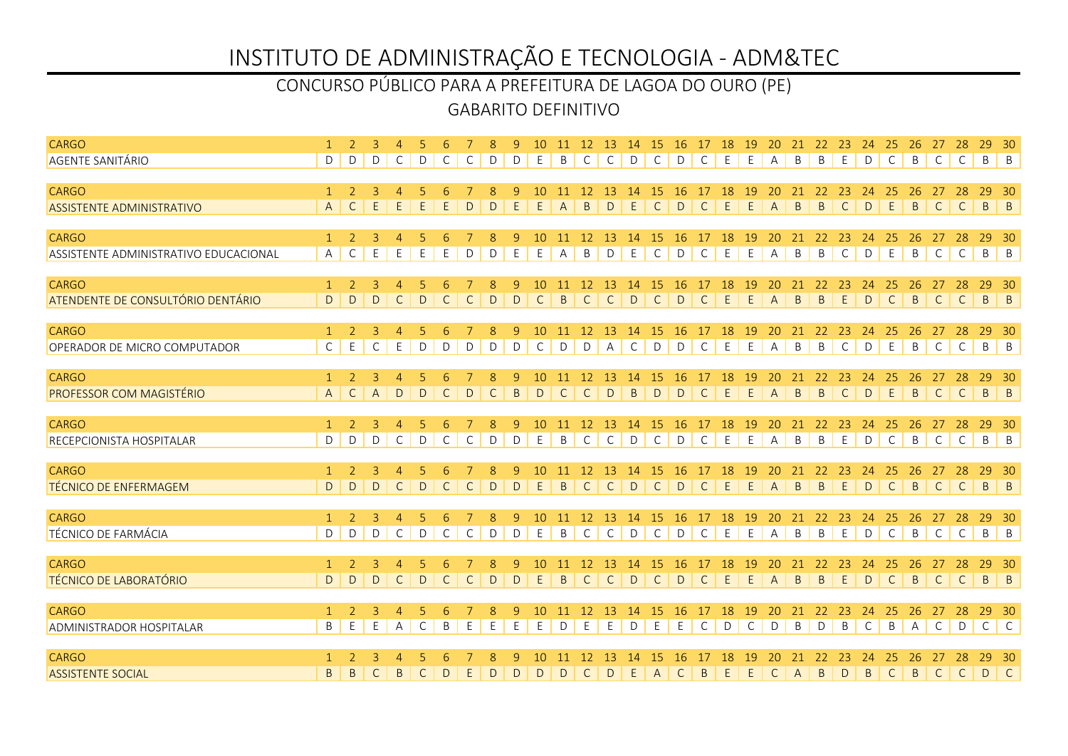# INSTITUTO DE ADMINISTRAÇÃO E TECNOLOGIA - ADM&TEC

## CONCURSO PÚBLICO PARA A PREFEITURA DE LAGOA DO OURO (PE)

### GABARITO DEFINITIVO

| CARGO | 1 | 2 | 3 | 4 | 5 | 6 | 7 | 8 | 9 | 10 | 11 | 12 | 13 | 14 | 15 | 16 | 17 | 18 | 19 | 20 | 21 | 22 | 23 | 24 | 25 | 26 | 27 | 28 | 29 | 30 |
|---|---|---|---|---|---|---|---|---|---|---|---|---|---|---|---|---|---|---|---|---|---|---|---|---|---|---|---|---|---|---|
| AGENTE SANITÁRIO | D | D | D | C | D | C | C | D | D | E | B | C | C | D | C | D | C | E | E | A | B | B | E | D | C | B | C | C | B | B |

| CARGO | 1 | 2 | 3 | 4 | 5 | 6 | 7 | 8 | 9 | 10 | 11 | 12 | 13 | 14 | 15 | 16 | 17 | 18 | 19 | 20 | 21 | 22 | 23 | 24 | 25 | 26 | 27 | 28 | 29 | 30 |
|---|---|---|---|---|---|---|---|---|---|---|---|---|---|---|---|---|---|---|---|---|---|---|---|---|---|---|---|---|---|---|
| ASSISTENTE ADMINISTRATIVO | A | C | E | E | E | E | D | D | E | E | A | B | D | E | C | D | C | E | E | A | B | B | C | D | E | B | C | C | B | B |

| CARGO | 1 | 2 | 3 | 4 | 5 | 6 | 7 | 8 | 9 | 10 | 11 | 12 | 13 | 14 | 15 | 16 | 17 | 18 | 19 | 20 | 21 | 22 | 23 | 24 | 25 | 26 | 27 | 28 | 29 | 30 |
|---|---|---|---|---|---|---|---|---|---|---|---|---|---|---|---|---|---|---|---|---|---|---|---|---|---|---|---|---|---|---|
| ASSISTENTE ADMINISTRATIVO EDUCACIONAL | A | C | E | E | E | E | D | D | E | E | A | B | D | E | C | D | C | E | E | A | B | B | C | D | E | B | C | C | B | B |

| CARGO | 1 | 2 | 3 | 4 | 5 | 6 | 7 | 8 | 9 | 10 | 11 | 12 | 13 | 14 | 15 | 16 | 17 | 18 | 19 | 20 | 21 | 22 | 23 | 24 | 25 | 26 | 27 | 28 | 29 | 30 |
|---|---|---|---|---|---|---|---|---|---|---|---|---|---|---|---|---|---|---|---|---|---|---|---|---|---|---|---|---|---|---|
| ATENDENTE DE CONSULTÓRIO DENTÁRIO | D | D | D | C | D | C | C | D | D | C | B | C | C | D | C | D | C | E | E | A | B | B | E | D | C | B | C | C | B | B |

| CARGO | 1 | 2 | 3 | 4 | 5 | 6 | 7 | 8 | 9 | 10 | 11 | 12 | 13 | 14 | 15 | 16 | 17 | 18 | 19 | 20 | 21 | 22 | 23 | 24 | 25 | 26 | 27 | 28 | 29 | 30 |
|---|---|---|---|---|---|---|---|---|---|---|---|---|---|---|---|---|---|---|---|---|---|---|---|---|---|---|---|---|---|---|
| OPERADOR DE MICRO COMPUTADOR | C | E | C | E | D | D | D | D | D | C | D | D | A | C | D | D | C | E | E | A | B | B | C | D | E | B | C | C | B | B |

| CARGO | 1 | 2 | 3 | 4 | 5 | 6 | 7 | 8 | 9 | 10 | 11 | 12 | 13 | 14 | 15 | 16 | 17 | 18 | 19 | 20 | 21 | 22 | 23 | 24 | 25 | 26 | 27 | 28 | 29 | 30 |
|---|---|---|---|---|---|---|---|---|---|---|---|---|---|---|---|---|---|---|---|---|---|---|---|---|---|---|---|---|---|---|
| PROFESSOR COM MAGISTÉRIO | A | C | A | D | D | C | D | C | B | D | C | C | D | B | D | D | C | E | E | A | B | B | C | D | E | B | C | C | B | B |

| CARGO | 1 | 2 | 3 | 4 | 5 | 6 | 7 | 8 | 9 | 10 | 11 | 12 | 13 | 14 | 15 | 16 | 17 | 18 | 19 | 20 | 21 | 22 | 23 | 24 | 25 | 26 | 27 | 28 | 29 | 30 |
|---|---|---|---|---|---|---|---|---|---|---|---|---|---|---|---|---|---|---|---|---|---|---|---|---|---|---|---|---|---|---|
| RECEPCIONISTA HOSPITALAR | D | D | D | C | D | C | C | D | D | E | B | C | C | D | C | D | C | E | E | A | B | B | E | D | C | B | C | C | B | B |

| CARGO | 1 | 2 | 3 | 4 | 5 | 6 | 7 | 8 | 9 | 10 | 11 | 12 | 13 | 14 | 15 | 16 | 17 | 18 | 19 | 20 | 21 | 22 | 23 | 24 | 25 | 26 | 27 | 28 | 29 | 30 |
|---|---|---|---|---|---|---|---|---|---|---|---|---|---|---|---|---|---|---|---|---|---|---|---|---|---|---|---|---|---|---|
| TÉCNICO DE ENFERMAGEM | D | D | D | C | D | C | C | D | D | E | B | C | C | D | C | D | C | E | E | A | B | B | E | D | C | B | C | C | B | B |

| CARGO | 1 | 2 | 3 | 4 | 5 | 6 | 7 | 8 | 9 | 10 | 11 | 12 | 13 | 14 | 15 | 16 | 17 | 18 | 19 | 20 | 21 | 22 | 23 | 24 | 25 | 26 | 27 | 28 | 29 | 30 |
|---|---|---|---|---|---|---|---|---|---|---|---|---|---|---|---|---|---|---|---|---|---|---|---|---|---|---|---|---|---|---|
| TÉCNICO DE FARMÁCIA | D | D | D | C | D | C | C | D | D | E | B | C | C | D | C | D | C | E | E | A | B | B | E | D | C | B | C | C | B | B |

| CARGO | 1 | 2 | 3 | 4 | 5 | 6 | 7 | 8 | 9 | 10 | 11 | 12 | 13 | 14 | 15 | 16 | 17 | 18 | 19 | 20 | 21 | 22 | 23 | 24 | 25 | 26 | 27 | 28 | 29 | 30 |
|---|---|---|---|---|---|---|---|---|---|---|---|---|---|---|---|---|---|---|---|---|---|---|---|---|---|---|---|---|---|---|
| TÉCNICO DE LABORATÓRIO | D | D | D | C | D | C | C | D | D | E | B | C | C | D | C | D | C | E | E | A | B | B | E | D | C | B | C | C | B | B |

| CARGO | 1 | 2 | 3 | 4 | 5 | 6 | 7 | 8 | 9 | 10 | 11 | 12 | 13 | 14 | 15 | 16 | 17 | 18 | 19 | 20 | 21 | 22 | 23 | 24 | 25 | 26 | 27 | 28 | 29 | 30 |
|---|---|---|---|---|---|---|---|---|---|---|---|---|---|---|---|---|---|---|---|---|---|---|---|---|---|---|---|---|---|---|
| ADMINISTRADOR HOSPITALAR | B | E | E | A | C | B | E | E | E | E | D | E | E | D | E | E | C | D | C | D | B | D | B | C | B | A | C | D | C | C |

| CARGO | 1 | 2 | 3 | 4 | 5 | 6 | 7 | 8 | 9 | 10 | 11 | 12 | 13 | 14 | 15 | 16 | 17 | 18 | 19 | 20 | 21 | 22 | 23 | 24 | 25 | 26 | 27 | 28 | 29 | 30 |
|---|---|---|---|---|---|---|---|---|---|---|---|---|---|---|---|---|---|---|---|---|---|---|---|---|---|---|---|---|---|---|
| ASSISTENTE SOCIAL | B | B | C | B | C | D | E | D | D | D | D | C | D | E | A | C | B | E | E | C | A | B | D | B | C | B | C | C | D | C |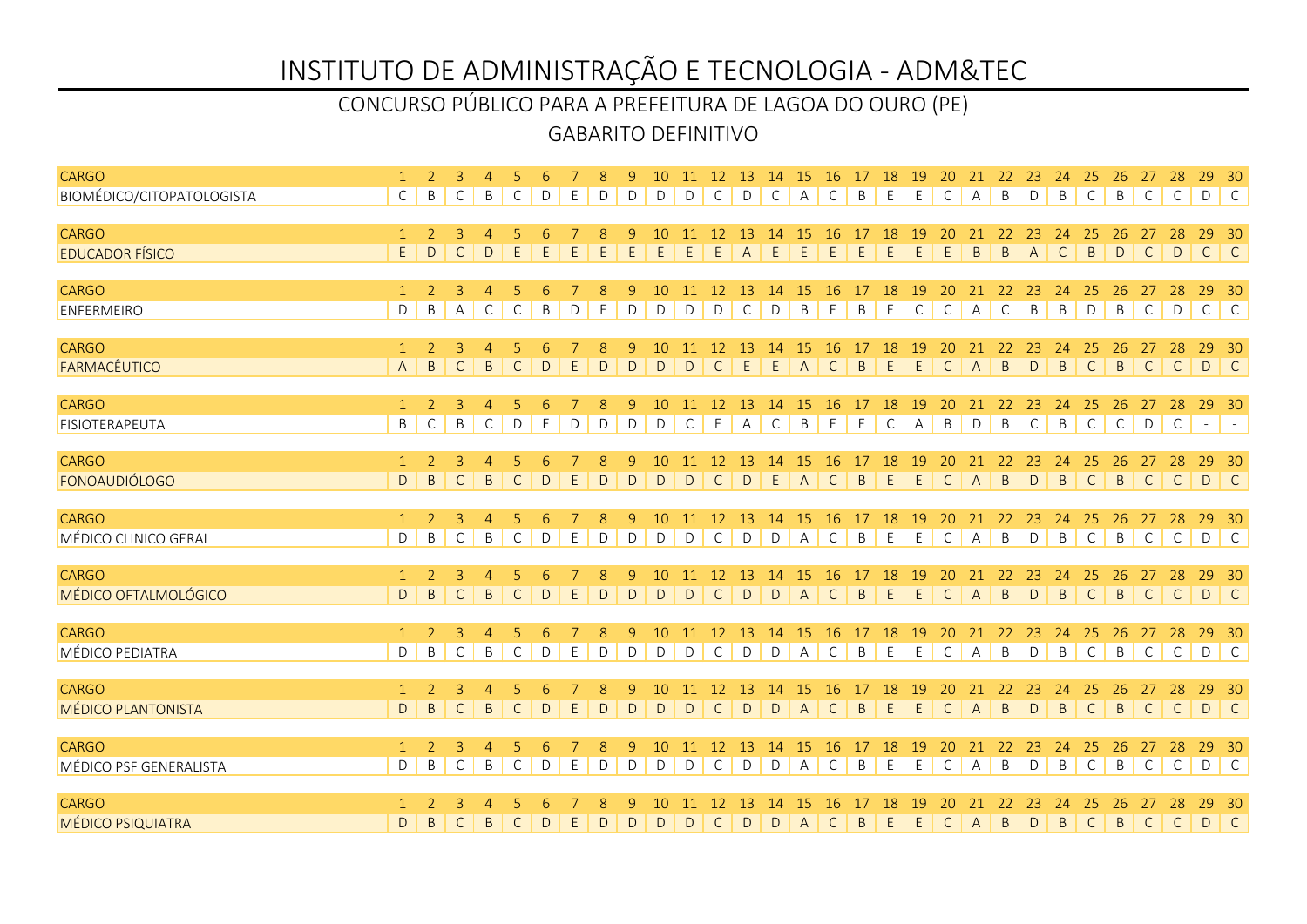# INSTITUTO DE ADMINISTRAÇÃO E TECNOLOGIA - ADM&TEC

## CONCURSO PÚBLICO PARA A PREFEITURA DE LAGOA DO OURO (PE)

### GABARITO DEFINITIVO

| CARGO | 1 | 2 | 3 | 4 | 5 | 6 | 7 | 8 | 9 | 10 | 11 | 12 | 13 | 14 | 15 | 16 | 17 | 18 | 19 | 20 | 21 | 22 | 23 | 24 | 25 | 26 | 27 | 28 | 29 | 30 |
|---|---|---|---|---|---|---|---|---|---|---|---|---|---|---|---|---|---|---|---|---|---|---|---|---|---|---|---|---|---|---|
| BIOMÉDICO/CITOPATOLOGISTA | C | B | C | B | C | D | E | D | D | D | D | C | D | C | A | C | B | E | E | C | A | B | D | B | C | B | C | C | D | C |

| CARGO | 1 | 2 | 3 | 4 | 5 | 6 | 7 | 8 | 9 | 10 | 11 | 12 | 13 | 14 | 15 | 16 | 17 | 18 | 19 | 20 | 21 | 22 | 23 | 24 | 25 | 26 | 27 | 28 | 29 | 30 |
|---|---|---|---|---|---|---|---|---|---|---|---|---|---|---|---|---|---|---|---|---|---|---|---|---|---|---|---|---|---|---|
| EDUCADOR FÍSICO | E | D | C | D | E | E | E | E | E | E | E | E | A | E | E | E | E | E | E | E | B | B | A | C | B | D | C | D | C | C |

| CARGO | 1 | 2 | 3 | 4 | 5 | 6 | 7 | 8 | 9 | 10 | 11 | 12 | 13 | 14 | 15 | 16 | 17 | 18 | 19 | 20 | 21 | 22 | 23 | 24 | 25 | 26 | 27 | 28 | 29 | 30 |
|---|---|---|---|---|---|---|---|---|---|---|---|---|---|---|---|---|---|---|---|---|---|---|---|---|---|---|---|---|---|---|
| ENFERMEIRO | D | B | A | C | C | B | D | E | D | D | D | D | C | D | B | E | B | E | C | C | A | C | B | B | D | B | C | D | C | C |

| CARGO | 1 | 2 | 3 | 4 | 5 | 6 | 7 | 8 | 9 | 10 | 11 | 12 | 13 | 14 | 15 | 16 | 17 | 18 | 19 | 20 | 21 | 22 | 23 | 24 | 25 | 26 | 27 | 28 | 29 | 30 |
|---|---|---|---|---|---|---|---|---|---|---|---|---|---|---|---|---|---|---|---|---|---|---|---|---|---|---|---|---|---|---|
| FARMACÊUTICO | A | B | C | B | C | D | E | D | D | D | D | C | E | E | A | C | B | E | E | C | A | B | D | B | C | B | C | C | D | C |

| CARGO | 1 | 2 | 3 | 4 | 5 | 6 | 7 | 8 | 9 | 10 | 11 | 12 | 13 | 14 | 15 | 16 | 17 | 18 | 19 | 20 | 21 | 22 | 23 | 24 | 25 | 26 | 27 | 28 | 29 | 30 |
|---|---|---|---|---|---|---|---|---|---|---|---|---|---|---|---|---|---|---|---|---|---|---|---|---|---|---|---|---|---|---|
| FISIOTERAPEUTA | B | C | B | C | D | E | D | D | D | D | C | E | A | C | B | E | E | C | A | B | D | B | C | B | C | C | D | C | - | - |

| CARGO | 1 | 2 | 3 | 4 | 5 | 6 | 7 | 8 | 9 | 10 | 11 | 12 | 13 | 14 | 15 | 16 | 17 | 18 | 19 | 20 | 21 | 22 | 23 | 24 | 25 | 26 | 27 | 28 | 29 | 30 |
|---|---|---|---|---|---|---|---|---|---|---|---|---|---|---|---|---|---|---|---|---|---|---|---|---|---|---|---|---|---|---|
| FONOAUDIÓLOGO | D | B | C | B | C | D | E | D | D | D | D | C | D | E | A | C | B | E | E | C | A | B | D | B | C | B | C | C | D | C |

| CARGO | 1 | 2 | 3 | 4 | 5 | 6 | 7 | 8 | 9 | 10 | 11 | 12 | 13 | 14 | 15 | 16 | 17 | 18 | 19 | 20 | 21 | 22 | 23 | 24 | 25 | 26 | 27 | 28 | 29 | 30 |
|---|---|---|---|---|---|---|---|---|---|---|---|---|---|---|---|---|---|---|---|---|---|---|---|---|---|---|---|---|---|---|
| MÉDICO CLINICO GERAL | D | B | C | B | C | D | E | D | D | D | D | C | D | D | A | C | B | E | E | C | A | B | D | B | C | B | C | C | D | C |

| CARGO | 1 | 2 | 3 | 4 | 5 | 6 | 7 | 8 | 9 | 10 | 11 | 12 | 13 | 14 | 15 | 16 | 17 | 18 | 19 | 20 | 21 | 22 | 23 | 24 | 25 | 26 | 27 | 28 | 29 | 30 |
|---|---|---|---|---|---|---|---|---|---|---|---|---|---|---|---|---|---|---|---|---|---|---|---|---|---|---|---|---|---|---|
| MÉDICO OFTALMOLÓGICO | D | B | C | B | C | D | E | D | D | D | D | C | D | D | A | C | B | E | E | C | A | B | D | B | C | B | C | C | D | C |

| CARGO | 1 | 2 | 3 | 4 | 5 | 6 | 7 | 8 | 9 | 10 | 11 | 12 | 13 | 14 | 15 | 16 | 17 | 18 | 19 | 20 | 21 | 22 | 23 | 24 | 25 | 26 | 27 | 28 | 29 | 30 |
|---|---|---|---|---|---|---|---|---|---|---|---|---|---|---|---|---|---|---|---|---|---|---|---|---|---|---|---|---|---|---|
| MÉDICO PEDIATRA | D | B | C | B | C | D | E | D | D | D | D | C | D | D | A | C | B | E | E | C | A | B | D | B | C | B | C | C | D | C |

| CARGO | 1 | 2 | 3 | 4 | 5 | 6 | 7 | 8 | 9 | 10 | 11 | 12 | 13 | 14 | 15 | 16 | 17 | 18 | 19 | 20 | 21 | 22 | 23 | 24 | 25 | 26 | 27 | 28 | 29 | 30 |
|---|---|---|---|---|---|---|---|---|---|---|---|---|---|---|---|---|---|---|---|---|---|---|---|---|---|---|---|---|---|---|
| MÉDICO PLANTONISTA | D | B | C | B | C | D | E | D | D | D | D | C | D | D | A | C | B | E | E | C | A | B | D | B | C | B | C | C | D | C |

| CARGO | 1 | 2 | 3 | 4 | 5 | 6 | 7 | 8 | 9 | 10 | 11 | 12 | 13 | 14 | 15 | 16 | 17 | 18 | 19 | 20 | 21 | 22 | 23 | 24 | 25 | 26 | 27 | 28 | 29 | 30 |
|---|---|---|---|---|---|---|---|---|---|---|---|---|---|---|---|---|---|---|---|---|---|---|---|---|---|---|---|---|---|---|
| MÉDICO PSF GENERALISTA | D | B | C | B | C | D | E | D | D | D | D | C | D | D | A | C | B | E | E | C | A | B | D | B | C | B | C | C | D | C |

| CARGO | 1 | 2 | 3 | 4 | 5 | 6 | 7 | 8 | 9 | 10 | 11 | 12 | 13 | 14 | 15 | 16 | 17 | 18 | 19 | 20 | 21 | 22 | 23 | 24 | 25 | 26 | 27 | 28 | 29 | 30 |
|---|---|---|---|---|---|---|---|---|---|---|---|---|---|---|---|---|---|---|---|---|---|---|---|---|---|---|---|---|---|---|
| MÉDICO PSIQUIATRA | D | B | C | B | C | D | E | D | D | D | D | C | D | D | A | C | B | E | E | C | A | B | D | B | C | B | C | C | D | C |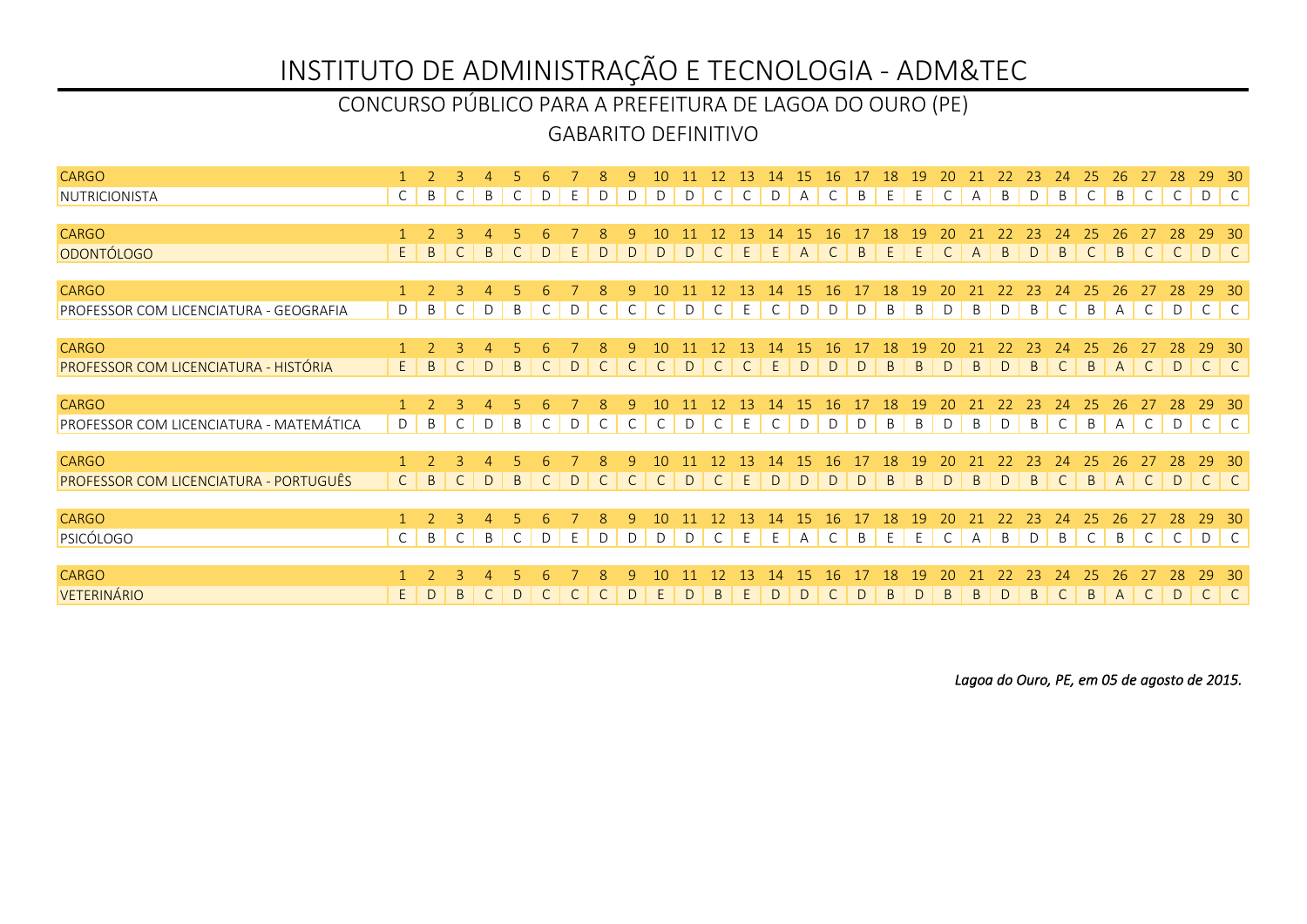# INSTITUTO DE ADMINISTRAÇÃO E TECNOLOGIA - ADM&TEC

## CONCURSO PÚBLICO PARA A PREFEITURA DE LAGOA DO OURO (PE)

## GABARITO DEFINITIVO

| CARGO | 1 | 2 | 3 | 4 | 5 | 6 | 7 | 8 | 9 | 10 | 11 | 12 | 13 | 14 | 15 | 16 | 17 | 18 | 19 | 20 | 21 | 22 | 23 | 24 | 25 | 26 | 27 | 28 | 29 | 30 |
|---|---|---|---|---|---|---|---|---|---|---|---|---|---|---|---|---|---|---|---|---|---|---|---|---|---|---|---|---|---|---|
| NUTRICIONISTA | C | B | C | B | C | D | E | D | D | D | D | C | C | D | A | C | B | E | E | C | A | B | D | B | C | B | C | C | D | C |

| CARGO | 1 | 2 | 3 | 4 | 5 | 6 | 7 | 8 | 9 | 10 | 11 | 12 | 13 | 14 | 15 | 16 | 17 | 18 | 19 | 20 | 21 | 22 | 23 | 24 | 25 | 26 | 27 | 28 | 29 | 30 |
|---|---|---|---|---|---|---|---|---|---|---|---|---|---|---|---|---|---|---|---|---|---|---|---|---|---|---|---|---|---|---|
| ODONTÓLOGO | E | B | C | B | C | D | E | D | D | D | D | C | E | E | A | C | B | E | E | C | A | B | D | B | C | B | C | C | D | C |

| CARGO | 1 | 2 | 3 | 4 | 5 | 6 | 7 | 8 | 9 | 10 | 11 | 12 | 13 | 14 | 15 | 16 | 17 | 18 | 19 | 20 | 21 | 22 | 23 | 24 | 25 | 26 | 27 | 28 | 29 | 30 |
|---|---|---|---|---|---|---|---|---|---|---|---|---|---|---|---|---|---|---|---|---|---|---|---|---|---|---|---|---|---|---|
| PROFESSOR COM LICENCIATURA - GEOGRAFIA | D | B | C | D | B | C | D | C | C | C | D | C | E | C | D | D | D | B | B | D | B | D | B | C | B | A | C | D | C | C |

| CARGO | 1 | 2 | 3 | 4 | 5 | 6 | 7 | 8 | 9 | 10 | 11 | 12 | 13 | 14 | 15 | 16 | 17 | 18 | 19 | 20 | 21 | 22 | 23 | 24 | 25 | 26 | 27 | 28 | 29 | 30 |
|---|---|---|---|---|---|---|---|---|---|---|---|---|---|---|---|---|---|---|---|---|---|---|---|---|---|---|---|---|---|---|
| PROFESSOR COM LICENCIATURA - HISTÓRIA | E | B | C | D | B | C | D | C | C | C | D | C | C | E | D | D | D | B | B | D | B | D | B | C | B | A | C | D | C | C |

| CARGO | 1 | 2 | 3 | 4 | 5 | 6 | 7 | 8 | 9 | 10 | 11 | 12 | 13 | 14 | 15 | 16 | 17 | 18 | 19 | 20 | 21 | 22 | 23 | 24 | 25 | 26 | 27 | 28 | 29 | 30 |
|---|---|---|---|---|---|---|---|---|---|---|---|---|---|---|---|---|---|---|---|---|---|---|---|---|---|---|---|---|---|---|
| PROFESSOR COM LICENCIATURA - MATEMÁTICA | D | B | C | D | B | C | D | C | C | C | D | C | E | C | D | D | D | B | B | D | B | D | B | C | B | A | C | D | C | C |

| CARGO | 1 | 2 | 3 | 4 | 5 | 6 | 7 | 8 | 9 | 10 | 11 | 12 | 13 | 14 | 15 | 16 | 17 | 18 | 19 | 20 | 21 | 22 | 23 | 24 | 25 | 26 | 27 | 28 | 29 | 30 |
|---|---|---|---|---|---|---|---|---|---|---|---|---|---|---|---|---|---|---|---|---|---|---|---|---|---|---|---|---|---|---|
| PROFESSOR COM LICENCIATURA - PORTUGUÊS | C | B | C | D | B | C | D | C | C | C | D | C | E | D | D | D | D | B | B | D | B | D | B | C | B | A | C | D | C | C |

| CARGO | 1 | 2 | 3 | 4 | 5 | 6 | 7 | 8 | 9 | 10 | 11 | 12 | 13 | 14 | 15 | 16 | 17 | 18 | 19 | 20 | 21 | 22 | 23 | 24 | 25 | 26 | 27 | 28 | 29 | 30 |
|---|---|---|---|---|---|---|---|---|---|---|---|---|---|---|---|---|---|---|---|---|---|---|---|---|---|---|---|---|---|---|
| PSICÓLOGO | C | B | C | B | C | D | E | D | D | D | D | C | E | E | A | C | B | E | E | C | A | B | D | B | C | B | C | C | D | C |

| CARGO | 1 | 2 | 3 | 4 | 5 | 6 | 7 | 8 | 9 | 10 | 11 | 12 | 13 | 14 | 15 | 16 | 17 | 18 | 19 | 20 | 21 | 22 | 23 | 24 | 25 | 26 | 27 | 28 | 29 | 30 |
|---|---|---|---|---|---|---|---|---|---|---|---|---|---|---|---|---|---|---|---|---|---|---|---|---|---|---|---|---|---|---|
| VETERINÁRIO | E | D | B | C | D | C | C | C | D | E | D | B | E | D | D | C | D | B | D | B | B | D | B | C | B | A | C | D | C | C |

*Lagoa do Ouro, PE, em 05 de agosto de 2015.*